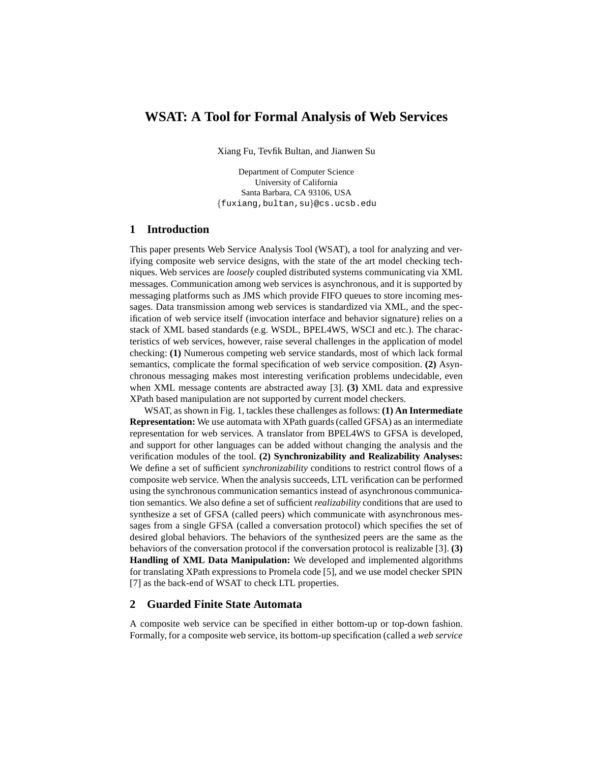# WSAT: A Tool for Formal Analysis of Web Services

Xiang Fu, Tevfik Bultan, and Jianwen Su

Department of Computer Science
University of California
Santa Barbara, CA 93106, USA
{fuxiang,bultan,su}@cs.ucsb.edu

## 1 Introduction

This paper presents Web Service Analysis Tool (WSAT), a tool for analyzing and verifying composite web service designs, with the state of the art model checking techniques. Web services are *loosely* coupled distributed systems communicating via XML messages. Communication among web services is asynchronous, and it is supported by messaging platforms such as JMS which provide FIFO queues to store incoming messages. Data transmission among web services is standardized via XML, and the specification of web service itself (invocation interface and behavior signature) relies on a stack of XML based standards (e.g. WSDL, BPEL4WS, WSCI and etc.). The characteristics of web services, however, raise several challenges in the application of model checking: **(1)** Numerous competing web service standards, most of which lack formal semantics, complicate the formal specification of web service composition. **(2)** Asynchronous messaging makes most interesting verification problems undecidable, even when XML message contents are abstracted away [3]. **(3)** XML data and expressive XPath based manipulation are not supported by current model checkers.

WSAT, as shown in Fig. 1, tackles these challenges as follows: **(1) An Intermediate Representation:** We use automata with XPath guards (called GFSA) as an intermediate representation for web services. A translator from BPEL4WS to GFSA is developed, and support for other languages can be added without changing the analysis and the verification modules of the tool. **(2) Synchronizability and Realizability Analyses:** We define a set of sufficient *synchronizability* conditions to restrict control flows of a composite web service. When the analysis succeeds, LTL verification can be performed using the synchronous communication semantics instead of asynchronous communication semantics. We also define a set of sufficient *realizability* conditions that are used to synthesize a set of GFSA (called peers) which communicate with asynchronous messages from a single GFSA (called a conversation protocol) which specifies the set of desired global behaviors. The behaviors of the synthesized peers are the same as the behaviors of the conversation protocol if the conversation protocol is realizable [3]. **(3) Handling of XML Data Manipulation:** We developed and implemented algorithms for translating XPath expressions to Promela code [5], and we use model checker SPIN [7] as the back-end of WSAT to check LTL properties.

## 2 Guarded Finite State Automata

A composite web service can be specified in either bottom-up or top-down fashion. Formally, for a composite web service, its bottom-up specification (called a *web service*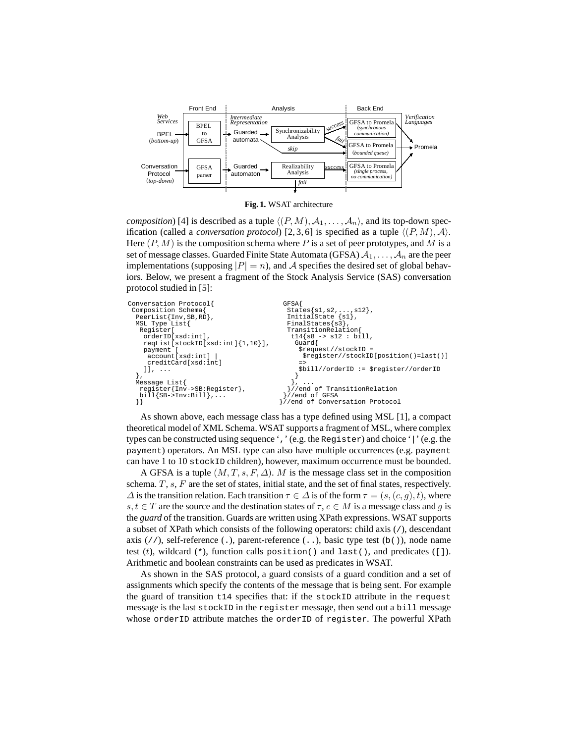**Fig. 1.** WSAT architecture

*composition*) [4] is described as a tuple $\langle (P, M), \mathcal{A}_1, \ldots, \mathcal{A}_n \rangle$, and its top-down specification (called a *conversation protocol*) [2, 3, 6] is specified as a tuple $\langle (P, M), \mathcal{A} \rangle$. Here $(P, M)$ is the composition schema where $P$ is a set of peer prototypes, and $M$ is a set of message classes. Guarded Finite State Automata (GFSA) $\mathcal{A}_1, \ldots, \mathcal{A}_n$ are the peer implementations (supposing $|P| = n$), and $\mathcal{A}$ specifies the desired set of global behaviors. Below, we present a fragment of the Stock Analysis Service (SAS) conversation protocol studied in [5]:

```
Conversation Protocol{
 Composition Schema{
  PeerList{Inv,SB,RD},
  MSL Type List{
   Register[
    orderID[xsd:int],
    reqList[stockID[xsd:int]{1,10}],
    payment [
     account[xsd:int] |
     creditCard[xsd:int]
    ]], ...
  },
  Message List{
   register{Inv->SB:Register},
   bill{SB->Inv:Bill},...
  }}
```

```
GFSA{
 States{s1,s2,...,s12},
 InitialState {s1},
 FinalStates{s3},
 TransitionRelation{
  t14{s8 -> s12 : bill,
   Guard{
    $request//stockID =
     $register//stockID[position()=last()]
    =>
    $bill//orderID := $register//orderID
   }
  }, ...
 }//end of TransitionRelation
}//end of GFSA
}//end of Conversation Protocol
```

As shown above, each message class has a type defined using MSL [1], a compact theoretical model of XML Schema. WSAT supports a fragment of MSL, where complex types can be constructed using sequence '`,`' (e.g. the `Register`) and choice '`|`' (e.g. the `payment`) operators. An MSL type can also have multiple occurrences (e.g. `payment` can have 1 to 10 `stockID` children), however, maximum occurrence must be bounded.

A GFSA is a tuple $(M, T, s, F, \Delta)$. $M$ is the message class set in the composition schema. $T$, $s$, $F$ are the set of states, initial state, and the set of final states, respectively. $\Delta$ is the transition relation. Each transition $\tau \in \Delta$ is of the form $\tau = (s, (c, g), t)$, where $s, t \in T$ are the source and the destination states of $\tau$, $c \in M$ is a message class and $g$ is the *guard* of the transition. Guards are written using XPath expressions. WSAT supports a subset of XPath which consists of the following operators: child axis (`/`), descendant axis (`//`), self-reference (`.`), parent-reference (`..`), basic type test (`b()`), node name test ($t$), wildcard (`*`), function calls `position()` and `last()`, and predicates (`[]`). Arithmetic and boolean constraints can be used as predicates in WSAT.

As shown in the SAS protocol, a guard consists of a guard condition and a set of assignments which specify the contents of the message that is being sent. For example the guard of transition `t14` specifies that: if the `stockID` attribute in the `request` message is the last `stockID` in the `register` message, then send out a `bill` message whose `orderID` attribute matches the `orderID` of `register`. The powerful XPath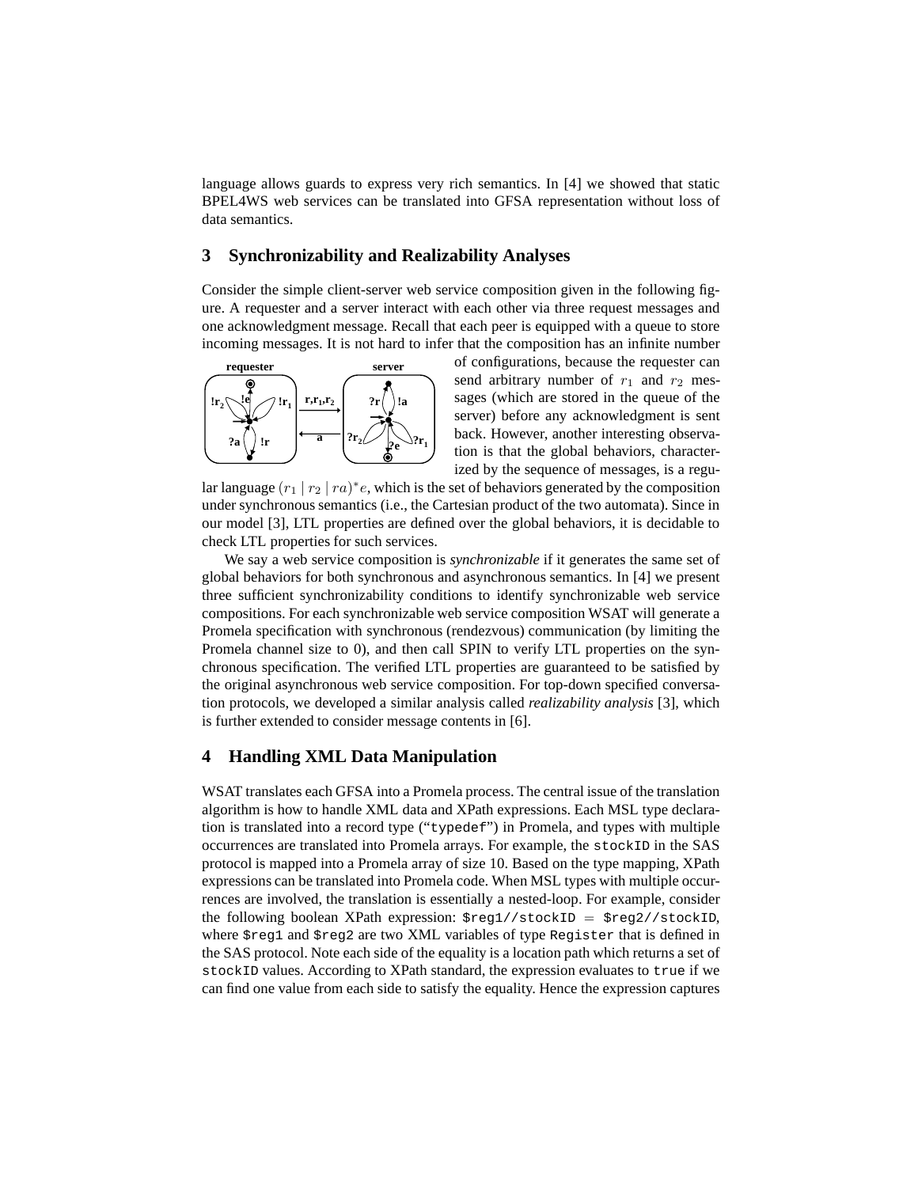language allows guards to express very rich semantics. In [4] we showed that static BPEL4WS web services can be translated into GFSA representation without loss of data semantics.

## 3 Synchronizability and Realizability Analyses

Consider the simple client-server web service composition given in the following figure. A requester and a server interact with each other via three request messages and one acknowledgment message. Recall that each peer is equipped with a queue to store incoming messages. It is not hard to infer that the composition has an infinite number of configurations, because the requester can send arbitrary number of $r_1$ and $r_2$ messages (which are stored in the queue of the server) before any acknowledgment is sent back. However, another interesting observation is that the global behaviors, characterized by the sequence of messages, is a regular language $(r_1 \mid r_2 \mid ra)^* e$, which is the set of behaviors generated by the composition under synchronous semantics (i.e., the Cartesian product of the two automata). Since in our model [3], LTL properties are defined over the global behaviors, it is decidable to check LTL properties for such services.

We say a web service composition is *synchronizable* if it generates the same set of global behaviors for both synchronous and asynchronous semantics. In [4] we present three sufficient synchronizability conditions to identify synchronizable web service compositions. For each synchronizable web service composition WSAT will generate a Promela specification with synchronous (rendezvous) communication (by limiting the Promela channel size to 0), and then call SPIN to verify LTL properties on the synchronous specification. The verified LTL properties are guaranteed to be satisfied by the original asynchronous web service composition. For top-down specified conversation protocols, we developed a similar analysis called *realizability analysis* [3], which is further extended to consider message contents in [6].

## 4 Handling XML Data Manipulation

WSAT translates each GFSA into a Promela process. The central issue of the translation algorithm is how to handle XML data and XPath expressions. Each MSL type declaration is translated into a record type ("`typedef`") in Promela, and types with multiple occurrences are translated into Promela arrays. For example, the `stockID` in the SAS protocol is mapped into a Promela array of size 10. Based on the type mapping, XPath expressions can be translated into Promela code. When MSL types with multiple occurrences are involved, the translation is essentially a nested-loop. For example, consider the following boolean XPath expression: `$reg1//stockID = $reg2//stockID`, where `$reg1` and `$reg2` are two XML variables of type `Register` that is defined in the SAS protocol. Note each side of the equality is a location path which returns a set of `stockID` values. According to XPath standard, the expression evaluates to `true` if we can find one value from each side to satisfy the equality. Hence the expression captures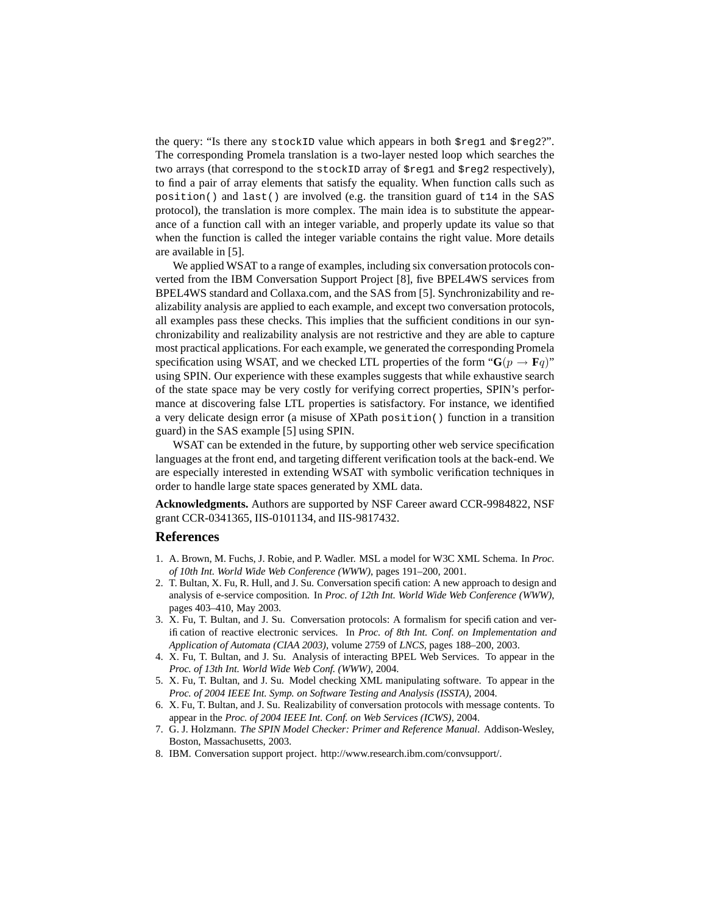the query: "Is there any `stockID` value which appears in both `$reg1` and `$reg2`?". The corresponding Promela translation is a two-layer nested loop which searches the two arrays (that correspond to the `stockID` array of `$reg1` and `$reg2` respectively), to find a pair of array elements that satisfy the equality. When function calls such as `position()` and `last()` are involved (e.g. the transition guard of `t14` in the SAS protocol), the translation is more complex. The main idea is to substitute the appearance of a function call with an integer variable, and properly update its value so that when the function is called the integer variable contains the right value. More details are available in [5].

We applied WSAT to a range of examples, including six conversation protocols converted from the IBM Conversation Support Project [8], five BPEL4WS services from BPEL4WS standard and Collaxa.com, and the SAS from [5]. Synchronizability and realizability analysis are applied to each example, and except two conversation protocols, all examples pass these checks. This implies that the sufficient conditions in our synchronizability and realizability analysis are not restrictive and they are able to capture most practical applications. For each example, we generated the corresponding Promela specification using WSAT, and we checked LTL properties of the form "$\mathbf{G}(p \rightarrow \mathbf{F}q)$" using SPIN. Our experience with these examples suggests that while exhaustive search of the state space may be very costly for verifying correct properties, SPIN's performance at discovering false LTL properties is satisfactory. For instance, we identified a very delicate design error (a misuse of XPath `position()` function in a transition guard) in the SAS example [5] using SPIN.

WSAT can be extended in the future, by supporting other web service specification languages at the front end, and targeting different verification tools at the back-end. We are especially interested in extending WSAT with symbolic verification techniques in order to handle large state spaces generated by XML data.

**Acknowledgments.** Authors are supported by NSF Career award CCR-9984822, NSF grant CCR-0341365, IIS-0101134, and IIS-9817432.

## References

1. A. Brown, M. Fuchs, J. Robie, and P. Wadler. MSL a model for W3C XML Schema. In *Proc. of 10th Int. World Wide Web Conference (WWW)*, pages 191–200, 2001.
2. T. Bultan, X. Fu, R. Hull, and J. Su. Conversation specification: A new approach to design and analysis of e-service composition. In *Proc. of 12th Int. World Wide Web Conference (WWW)*, pages 403–410, May 2003.
3. X. Fu, T. Bultan, and J. Su. Conversation protocols: A formalism for specification and verification of reactive electronic services. In *Proc. of 8th Int. Conf. on Implementation and Application of Automata (CIAA 2003)*, volume 2759 of *LNCS*, pages 188–200, 2003.
4. X. Fu, T. Bultan, and J. Su. Analysis of interacting BPEL Web Services. To appear in the *Proc. of 13th Int. World Wide Web Conf. (WWW)*, 2004.
5. X. Fu, T. Bultan, and J. Su. Model checking XML manipulating software. To appear in the *Proc. of 2004 IEEE Int. Symp. on Software Testing and Analysis (ISSTA)*, 2004.
6. X. Fu, T. Bultan, and J. Su. Realizability of conversation protocols with message contents. To appear in the *Proc. of 2004 IEEE Int. Conf. on Web Services (ICWS)*, 2004.
7. G. J. Holzmann. *The SPIN Model Checker: Primer and Reference Manual*. Addison-Wesley, Boston, Massachusetts, 2003.
8. IBM. Conversation support project. http://www.research.ibm.com/convsupport/.